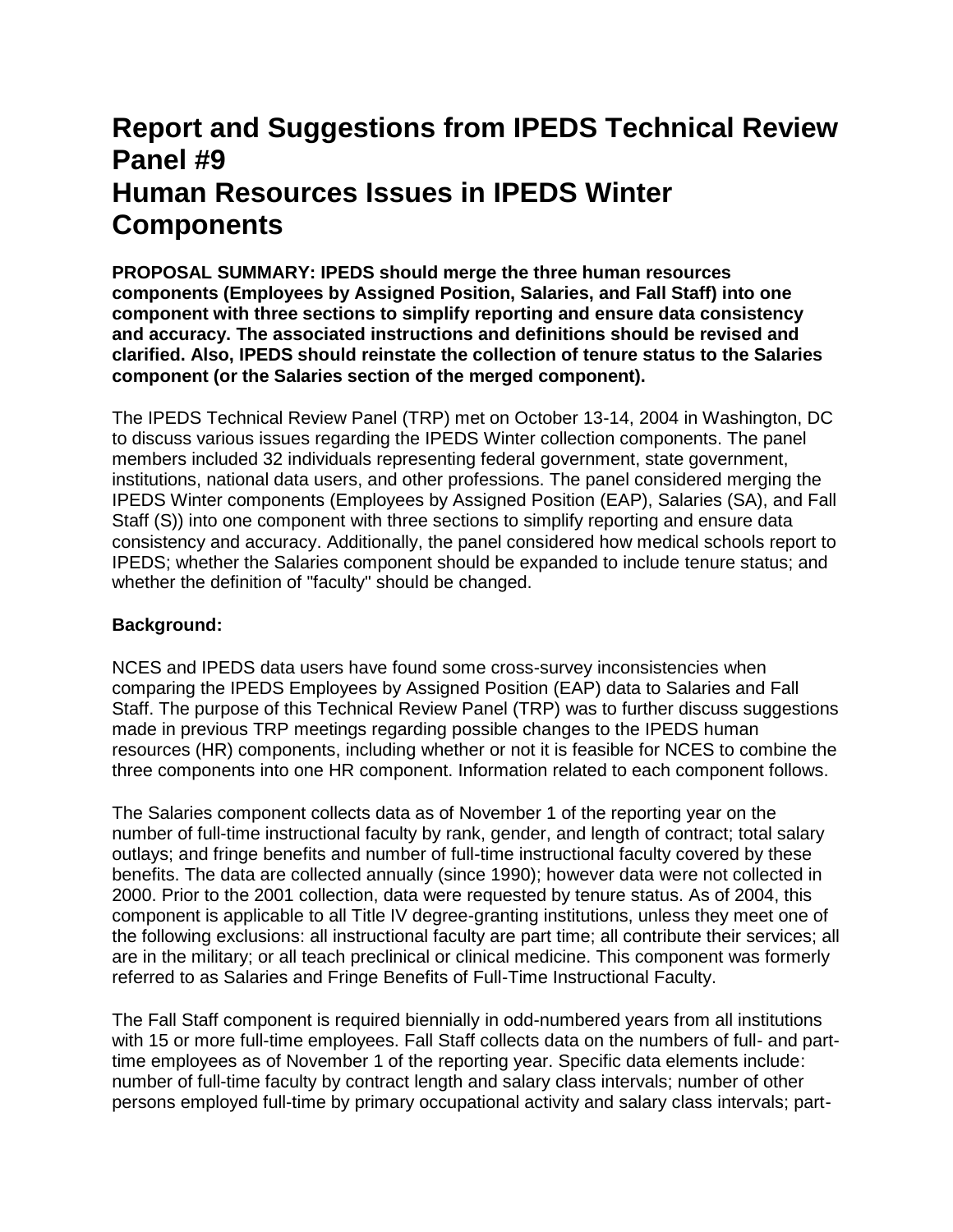# Report and Suggestions from IPEDS Technical Review Panel #9
# Human Resources Issues in IPEDS Winter Components

**PROPOSAL SUMMARY: IPEDS should merge the three human resources components (Employees by Assigned Position, Salaries, and Fall Staff) into one component with three sections to simplify reporting and ensure data consistency and accuracy. The associated instructions and definitions should be revised and clarified. Also, IPEDS should reinstate the collection of tenure status to the Salaries component (or the Salaries section of the merged component).**

The IPEDS Technical Review Panel (TRP) met on October 13-14, 2004 in Washington, DC to discuss various issues regarding the IPEDS Winter collection components. The panel members included 32 individuals representing federal government, state government, institutions, national data users, and other professions. The panel considered merging the IPEDS Winter components (Employees by Assigned Position (EAP), Salaries (SA), and Fall Staff (S)) into one component with three sections to simplify reporting and ensure data consistency and accuracy. Additionally, the panel considered how medical schools report to IPEDS; whether the Salaries component should be expanded to include tenure status; and whether the definition of "faculty" should be changed.

**Background:**

NCES and IPEDS data users have found some cross-survey inconsistencies when comparing the IPEDS Employees by Assigned Position (EAP) data to Salaries and Fall Staff. The purpose of this Technical Review Panel (TRP) was to further discuss suggestions made in previous TRP meetings regarding possible changes to the IPEDS human resources (HR) components, including whether or not it is feasible for NCES to combine the three components into one HR component. Information related to each component follows.

The Salaries component collects data as of November 1 of the reporting year on the number of full-time instructional faculty by rank, gender, and length of contract; total salary outlays; and fringe benefits and number of full-time instructional faculty covered by these benefits. The data are collected annually (since 1990); however data were not collected in 2000. Prior to the 2001 collection, data were requested by tenure status. As of 2004, this component is applicable to all Title IV degree-granting institutions, unless they meet one of the following exclusions: all instructional faculty are part time; all contribute their services; all are in the military; or all teach preclinical or clinical medicine. This component was formerly referred to as Salaries and Fringe Benefits of Full-Time Instructional Faculty.

The Fall Staff component is required biennially in odd-numbered years from all institutions with 15 or more full-time employees. Fall Staff collects data on the numbers of full- and part-time employees as of November 1 of the reporting year. Specific data elements include: number of full-time faculty by contract length and salary class intervals; number of other persons employed full-time by primary occupational activity and salary class intervals; part-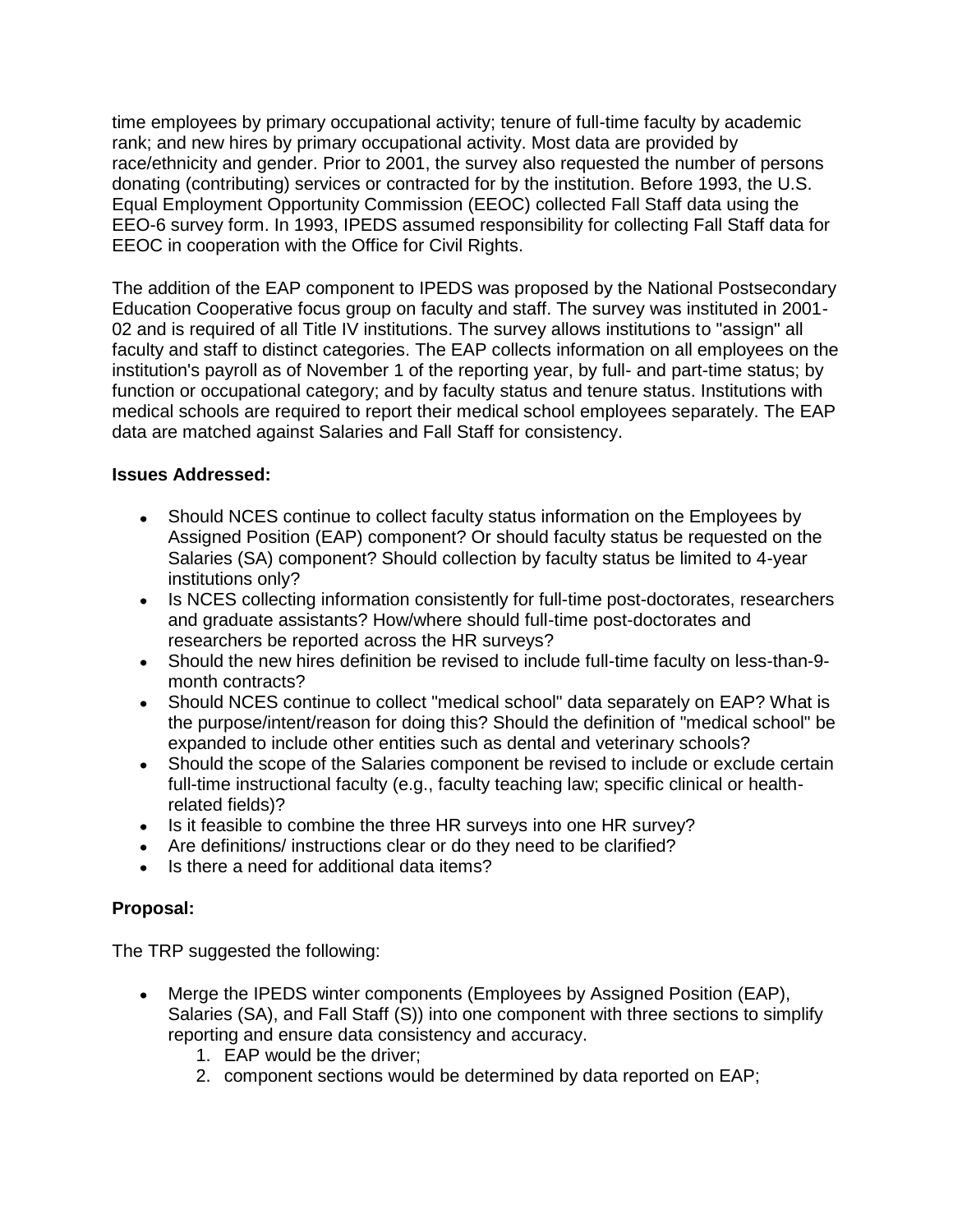time employees by primary occupational activity; tenure of full-time faculty by academic rank; and new hires by primary occupational activity. Most data are provided by race/ethnicity and gender. Prior to 2001, the survey also requested the number of persons donating (contributing) services or contracted for by the institution. Before 1993, the U.S. Equal Employment Opportunity Commission (EEOC) collected Fall Staff data using the EEO-6 survey form. In 1993, IPEDS assumed responsibility for collecting Fall Staff data for EEOC in cooperation with the Office for Civil Rights.

The addition of the EAP component to IPEDS was proposed by the National Postsecondary Education Cooperative focus group on faculty and staff. The survey was instituted in 2001-02 and is required of all Title IV institutions. The survey allows institutions to "assign" all faculty and staff to distinct categories. The EAP collects information on all employees on the institution's payroll as of November 1 of the reporting year, by full- and part-time status; by function or occupational category; and by faculty status and tenure status. Institutions with medical schools are required to report their medical school employees separately. The EAP data are matched against Salaries and Fall Staff for consistency.

**Issues Addressed:**

- Should NCES continue to collect faculty status information on the Employees by Assigned Position (EAP) component? Or should faculty status be requested on the Salaries (SA) component? Should collection by faculty status be limited to 4-year institutions only?
- Is NCES collecting information consistently for full-time post-doctorates, researchers and graduate assistants? How/where should full-time post-doctorates and researchers be reported across the HR surveys?
- Should the new hires definition be revised to include full-time faculty on less-than-9-month contracts?
- Should NCES continue to collect "medical school" data separately on EAP? What is the purpose/intent/reason for doing this? Should the definition of "medical school" be expanded to include other entities such as dental and veterinary schools?
- Should the scope of the Salaries component be revised to include or exclude certain full-time instructional faculty (e.g., faculty teaching law; specific clinical or health-related fields)?
- Is it feasible to combine the three HR surveys into one HR survey?
- Are definitions/ instructions clear or do they need to be clarified?
- Is there a need for additional data items?

**Proposal:**

The TRP suggested the following:

- Merge the IPEDS winter components (Employees by Assigned Position (EAP), Salaries (SA), and Fall Staff (S)) into one component with three sections to simplify reporting and ensure data consistency and accuracy.
    1. EAP would be the driver;
    2. component sections would be determined by data reported on EAP;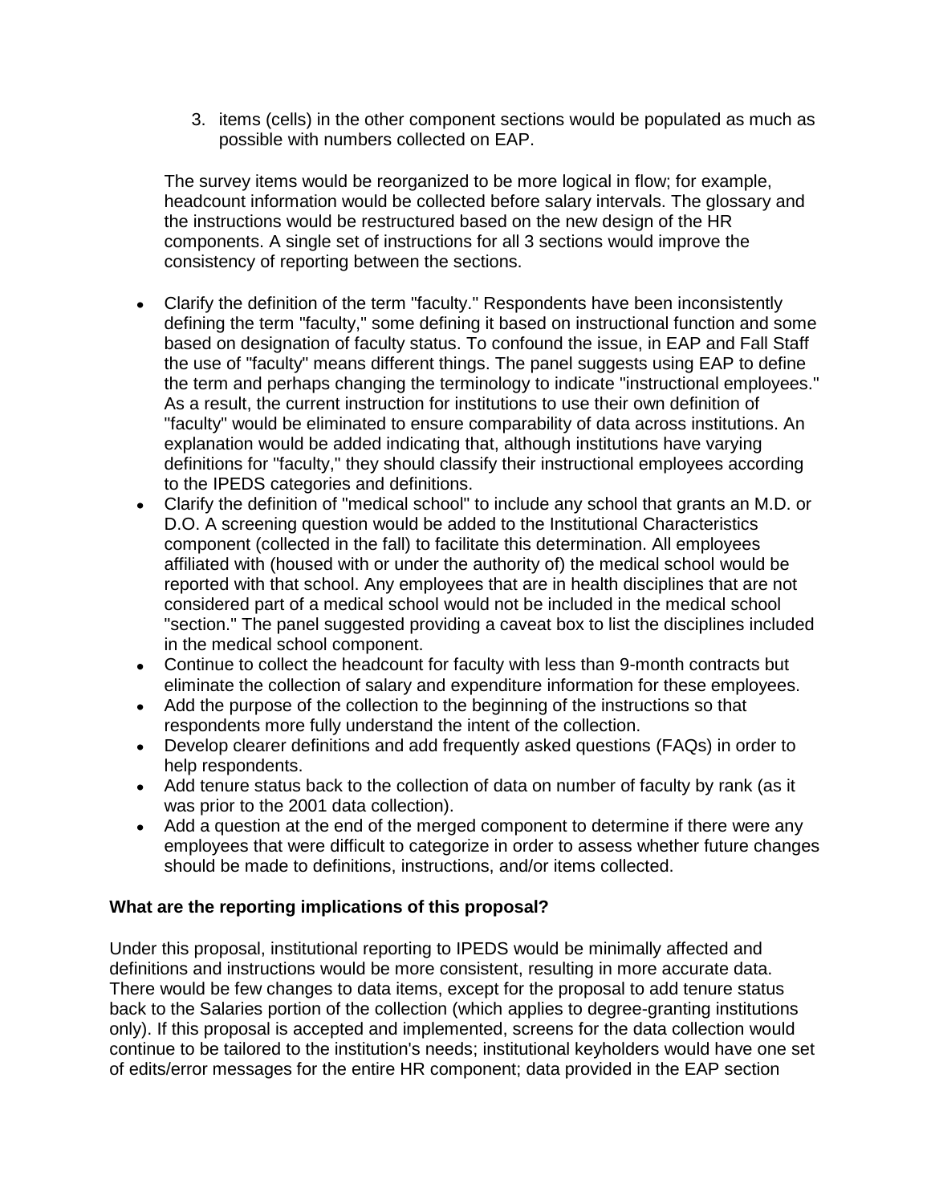3. items (cells) in the other component sections would be populated as much as possible with numbers collected on EAP.

The survey items would be reorganized to be more logical in flow; for example, headcount information would be collected before salary intervals. The glossary and the instructions would be restructured based on the new design of the HR components. A single set of instructions for all 3 sections would improve the consistency of reporting between the sections.

- Clarify the definition of the term "faculty." Respondents have been inconsistently defining the term "faculty," some defining it based on instructional function and some based on designation of faculty status. To confound the issue, in EAP and Fall Staff the use of "faculty" means different things. The panel suggests using EAP to define the term and perhaps changing the terminology to indicate "instructional employees." As a result, the current instruction for institutions to use their own definition of "faculty" would be eliminated to ensure comparability of data across institutions. An explanation would be added indicating that, although institutions have varying definitions for "faculty," they should classify their instructional employees according to the IPEDS categories and definitions.
- Clarify the definition of "medical school" to include any school that grants an M.D. or D.O. A screening question would be added to the Institutional Characteristics component (collected in the fall) to facilitate this determination. All employees affiliated with (housed with or under the authority of) the medical school would be reported with that school. Any employees that are in health disciplines that are not considered part of a medical school would not be included in the medical school "section." The panel suggested providing a caveat box to list the disciplines included in the medical school component.
- Continue to collect the headcount for faculty with less than 9-month contracts but eliminate the collection of salary and expenditure information for these employees.
- Add the purpose of the collection to the beginning of the instructions so that respondents more fully understand the intent of the collection.
- Develop clearer definitions and add frequently asked questions (FAQs) in order to help respondents.
- Add tenure status back to the collection of data on number of faculty by rank (as it was prior to the 2001 data collection).
- Add a question at the end of the merged component to determine if there were any employees that were difficult to categorize in order to assess whether future changes should be made to definitions, instructions, and/or items collected.

**What are the reporting implications of this proposal?**

Under this proposal, institutional reporting to IPEDS would be minimally affected and definitions and instructions would be more consistent, resulting in more accurate data. There would be few changes to data items, except for the proposal to add tenure status back to the Salaries portion of the collection (which applies to degree-granting institutions only). If this proposal is accepted and implemented, screens for the data collection would continue to be tailored to the institution's needs; institutional keyholders would have one set of edits/error messages for the entire HR component; data provided in the EAP section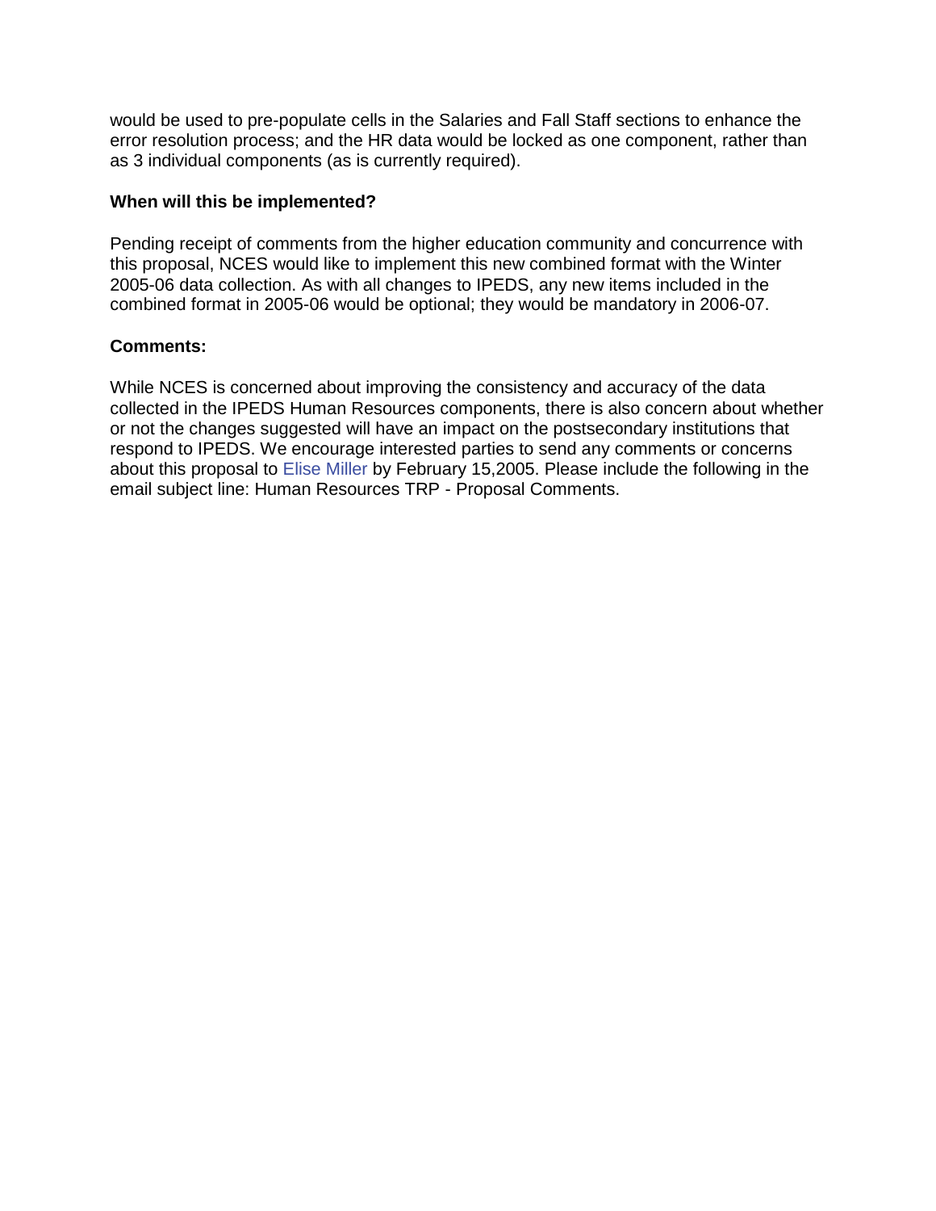would be used to pre-populate cells in the Salaries and Fall Staff sections to enhance the error resolution process; and the HR data would be locked as one component, rather than as 3 individual components (as is currently required).

**When will this be implemented?**

Pending receipt of comments from the higher education community and concurrence with this proposal, NCES would like to implement this new combined format with the Winter 2005-06 data collection. As with all changes to IPEDS, any new items included in the combined format in 2005-06 would be optional; they would be mandatory in 2006-07.

**Comments:**

While NCES is concerned about improving the consistency and accuracy of the data collected in the IPEDS Human Resources components, there is also concern about whether or not the changes suggested will have an impact on the postsecondary institutions that respond to IPEDS. We encourage interested parties to send any comments or concerns about this proposal to Elise Miller by February 15,2005. Please include the following in the email subject line: Human Resources TRP - Proposal Comments.